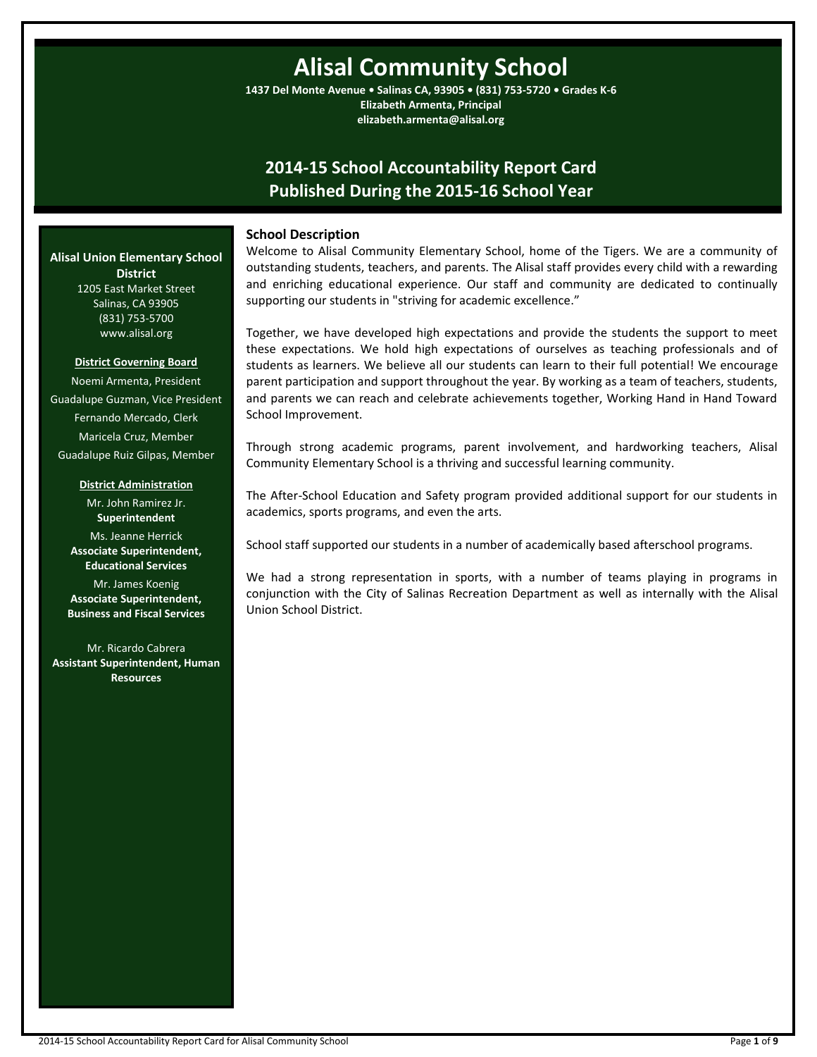# Alisal Community School

**1437 Del Monte Avenue • Salinas CA, 93905 • (831) 753-5720 • Grades K-6**
**Elizabeth Armenta, Principal**
**elizabeth.armenta@alisal.org**

## 2014-15 School Accountability Report Card
## Published During the 2015-16 School Year

**Alisal Union Elementary School District**
1205 East Market Street
Salinas, CA 93905
(831) 753-5700
www.alisal.org

**District Governing Board**

Noemi Armenta, President
Guadalupe Guzman, Vice President
Fernando Mercado, Clerk
Maricela Cruz, Member
Guadalupe Ruiz Gilpas, Member

**District Administration**

Mr. John Ramirez Jr.
**Superintendent**

Ms. Jeanne Herrick
**Associate Superintendent, Educational Services**

Mr. James Koenig
**Associate Superintendent, Business and Fiscal Services**

Mr. Ricardo Cabrera
**Assistant Superintendent, Human Resources**

### School Description

Welcome to Alisal Community Elementary School, home of the Tigers. We are a community of outstanding students, teachers, and parents. The Alisal staff provides every child with a rewarding and enriching educational experience. Our staff and community are dedicated to continually supporting our students in "striving for academic excellence."

Together, we have developed high expectations and provide the students the support to meet these expectations. We hold high expectations of ourselves as teaching professionals and of students as learners. We believe all our students can learn to their full potential! We encourage parent participation and support throughout the year. By working as a team of teachers, students, and parents we can reach and celebrate achievements together, Working Hand in Hand Toward School Improvement.

Through strong academic programs, parent involvement, and hardworking teachers, Alisal Community Elementary School is a thriving and successful learning community.

The After-School Education and Safety program provided additional support for our students in academics, sports programs, and even the arts.

School staff supported our students in a number of academically based afterschool programs.

We had a strong representation in sports, with a number of teams playing in programs in conjunction with the City of Salinas Recreation Department as well as internally with the Alisal Union School District.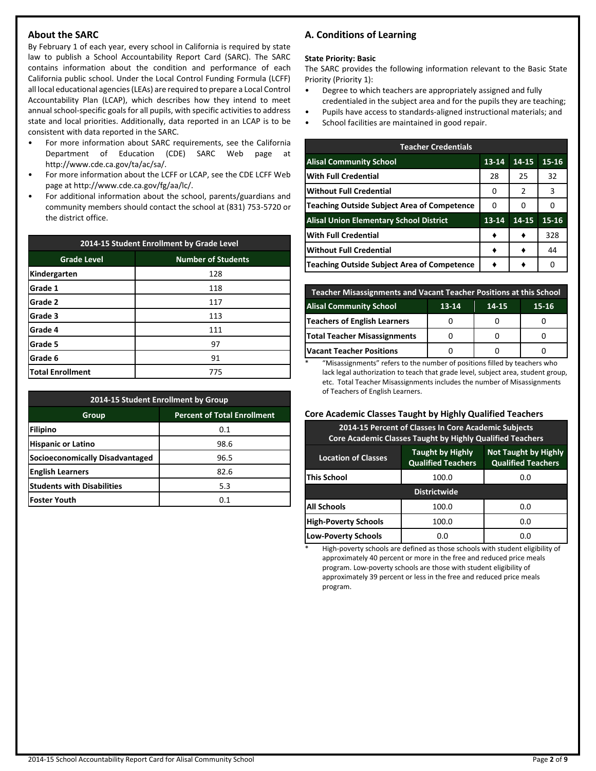## About the SARC

By February 1 of each year, every school in California is required by state law to publish a School Accountability Report Card (SARC). The SARC contains information about the condition and performance of each California public school. Under the Local Control Funding Formula (LCFF) all local educational agencies (LEAs) are required to prepare a Local Control Accountability Plan (LCAP), which describes how they intend to meet annual school-specific goals for all pupils, with specific activities to address state and local priorities. Additionally, data reported in an LCAP is to be consistent with data reported in the SARC.

- For more information about SARC requirements, see the California Department of Education (CDE) SARC Web page at http://www.cde.ca.gov/ta/ac/sa/.
- For more information about the LCFF or LCAP, see the CDE LCFF Web page at http://www.cde.ca.gov/fg/aa/lc/.
- For additional information about the school, parents/guardians and community members should contact the school at (831) 753-5720 or the district office.

| 2014-15 Student Enrollment by Grade Level | |
|---|---|
| **Grade Level** | **Number of Students** |
| Kindergarten | 128 |
| Grade 1 | 118 |
| Grade 2 | 117 |
| Grade 3 | 113 |
| Grade 4 | 111 |
| Grade 5 | 97 |
| Grade 6 | 91 |
| Total Enrollment | 775 |

| 2014-15 Student Enrollment by Group | |
|---|---|
| **Group** | **Percent of Total Enrollment** |
| Filipino | 0.1 |
| Hispanic or Latino | 98.6 |
| Socioeconomically Disadvantaged | 96.5 |
| English Learners | 82.6 |
| Students with Disabilities | 5.3 |
| Foster Youth | 0.1 |

## A. Conditions of Learning

**State Priority: Basic**

The SARC provides the following information relevant to the Basic State Priority (Priority 1):

- Degree to which teachers are appropriately assigned and fully credentialed in the subject area and for the pupils they are teaching;
- Pupils have access to standards-aligned instructional materials; and
- School facilities are maintained in good repair.

| Teacher Credentials | | | |
|---|---|---|---|
| **Alisal Community School** | **13-14** | **14-15** | **15-16** |
| With Full Credential | 28 | 25 | 32 |
| Without Full Credential | 0 | 2 | 3 |
| Teaching Outside Subject Area of Competence | 0 | 0 | 0 |
| **Alisal Union Elementary School District** | **13-14** | **14-15** | **15-16** |
| With Full Credential | ♦ | ♦ | 328 |
| Without Full Credential | ♦ | ♦ | 44 |
| Teaching Outside Subject Area of Competence | ♦ | ♦ | 0 |

| Teacher Misassignments and Vacant Teacher Positions at this School | | | |
|---|---|---|---|
| **Alisal Community School** | **13-14** | **14-15** | **15-16** |
| Teachers of English Learners | 0 | 0 | 0 |
| Total Teacher Misassignments | 0 | 0 | 0 |
| Vacant Teacher Positions | 0 | 0 | 0 |

\* "Misassignments" refers to the number of positions filled by teachers who lack legal authorization to teach that grade level, subject area, student group, etc. Total Teacher Misassignments includes the number of Misassignments of Teachers of English Learners.

### Core Academic Classes Taught by Highly Qualified Teachers

| 2014-15 Percent of Classes In Core Academic Subjects Core Academic Classes Taught by Highly Qualified Teachers | | |
|---|---|---|
| **Location of Classes** | **Taught by Highly Qualified Teachers** | **Not Taught by Highly Qualified Teachers** |
| This School | 100.0 | 0.0 |
| **Districtwide** | | |
| All Schools | 100.0 | 0.0 |
| High-Poverty Schools | 100.0 | 0.0 |
| Low-Poverty Schools | 0.0 | 0.0 |

\* High-poverty schools are defined as those schools with student eligibility of approximately 40 percent or more in the free and reduced price meals program. Low-poverty schools are those with student eligibility of approximately 39 percent or less in the free and reduced price meals program.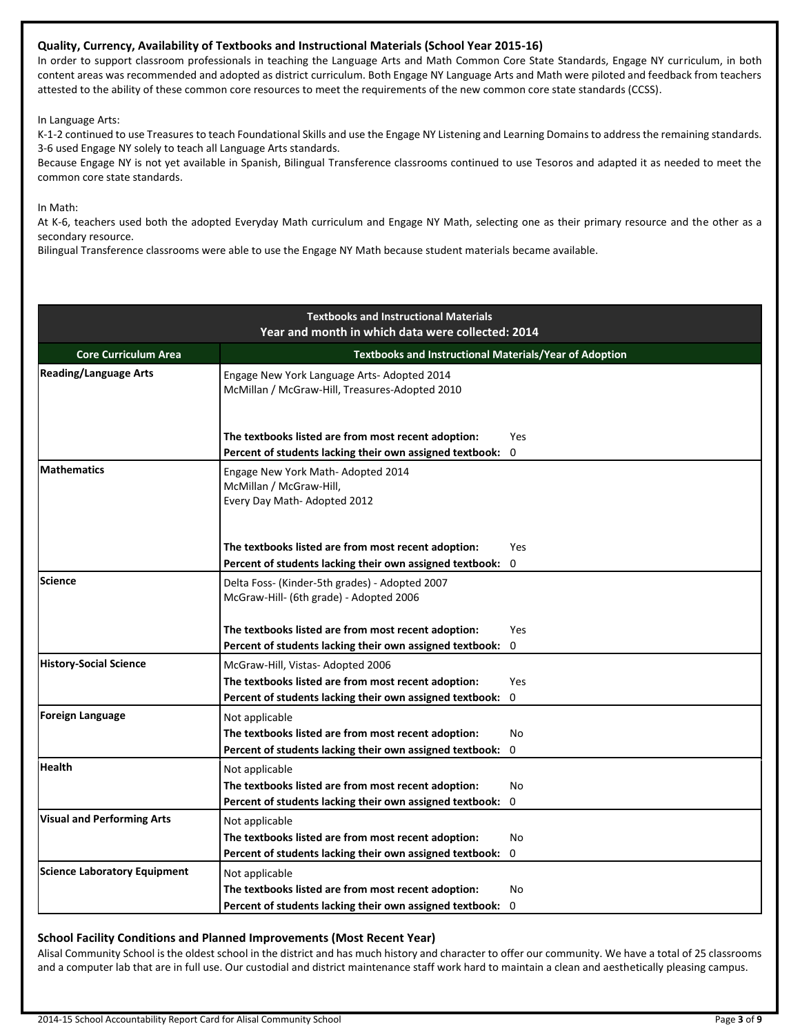### Quality, Currency, Availability of Textbooks and Instructional Materials (School Year 2015-16)

In order to support classroom professionals in teaching the Language Arts and Math Common Core State Standards, Engage NY curriculum, in both content areas was recommended and adopted as district curriculum. Both Engage NY Language Arts and Math were piloted and feedback from teachers attested to the ability of these common core resources to meet the requirements of the new common core state standards (CCSS).

In Language Arts:

K-1-2 continued to use Treasures to teach Foundational Skills and use the Engage NY Listening and Learning Domains to address the remaining standards. 3-6 used Engage NY solely to teach all Language Arts standards.

Because Engage NY is not yet available in Spanish, Bilingual Transference classrooms continued to use Tesoros and adapted it as needed to meet the common core state standards.

In Math:

At K-6, teachers used both the adopted Everyday Math curriculum and Engage NY Math, selecting one as their primary resource and the other as a secondary resource.

Bilingual Transference classrooms were able to use the Engage NY Math because student materials became available.

**Textbooks and Instructional Materials**
**Year and month in which data were collected: 2014**

| Core Curriculum Area | Textbooks and Instructional Materials/Year of Adoption | |
|---|---|---|
| **Reading/Language Arts** | Engage New York Language Arts- Adopted 2014<br>McMillan / McGraw-Hill, Treasures-Adopted 2010 | |
| | **The textbooks listed are from most recent adoption:** | Yes |
| | **Percent of students lacking their own assigned textbook:** | 0 |
| **Mathematics** | Engage New York Math- Adopted 2014<br>McMillan / McGraw-Hill,<br>Every Day Math- Adopted 2012 | |
| | **The textbooks listed are from most recent adoption:** | Yes |
| | **Percent of students lacking their own assigned textbook:** | 0 |
| **Science** | Delta Foss- (Kinder-5th grades) - Adopted 2007<br>McGraw-Hill- (6th grade) - Adopted 2006 | |
| | **The textbooks listed are from most recent adoption:** | Yes |
| | **Percent of students lacking their own assigned textbook:** | 0 |
| **History-Social Science** | McGraw-Hill, Vistas- Adopted 2006 | |
| | **The textbooks listed are from most recent adoption:** | Yes |
| | **Percent of students lacking their own assigned textbook:** | 0 |
| **Foreign Language** | Not applicable | |
| | **The textbooks listed are from most recent adoption:** | No |
| | **Percent of students lacking their own assigned textbook:** | 0 |
| **Health** | Not applicable | |
| | **The textbooks listed are from most recent adoption:** | No |
| | **Percent of students lacking their own assigned textbook:** | 0 |
| **Visual and Performing Arts** | Not applicable | |
| | **The textbooks listed are from most recent adoption:** | No |
| | **Percent of students lacking their own assigned textbook:** | 0 |
| **Science Laboratory Equipment** | Not applicable | |
| | **The textbooks listed are from most recent adoption:** | No |
| | **Percent of students lacking their own assigned textbook:** | 0 |

### School Facility Conditions and Planned Improvements (Most Recent Year)

Alisal Community School is the oldest school in the district and has much history and character to offer our community. We have a total of 25 classrooms and a computer lab that are in full use. Our custodial and district maintenance staff work hard to maintain a clean and aesthetically pleasing campus.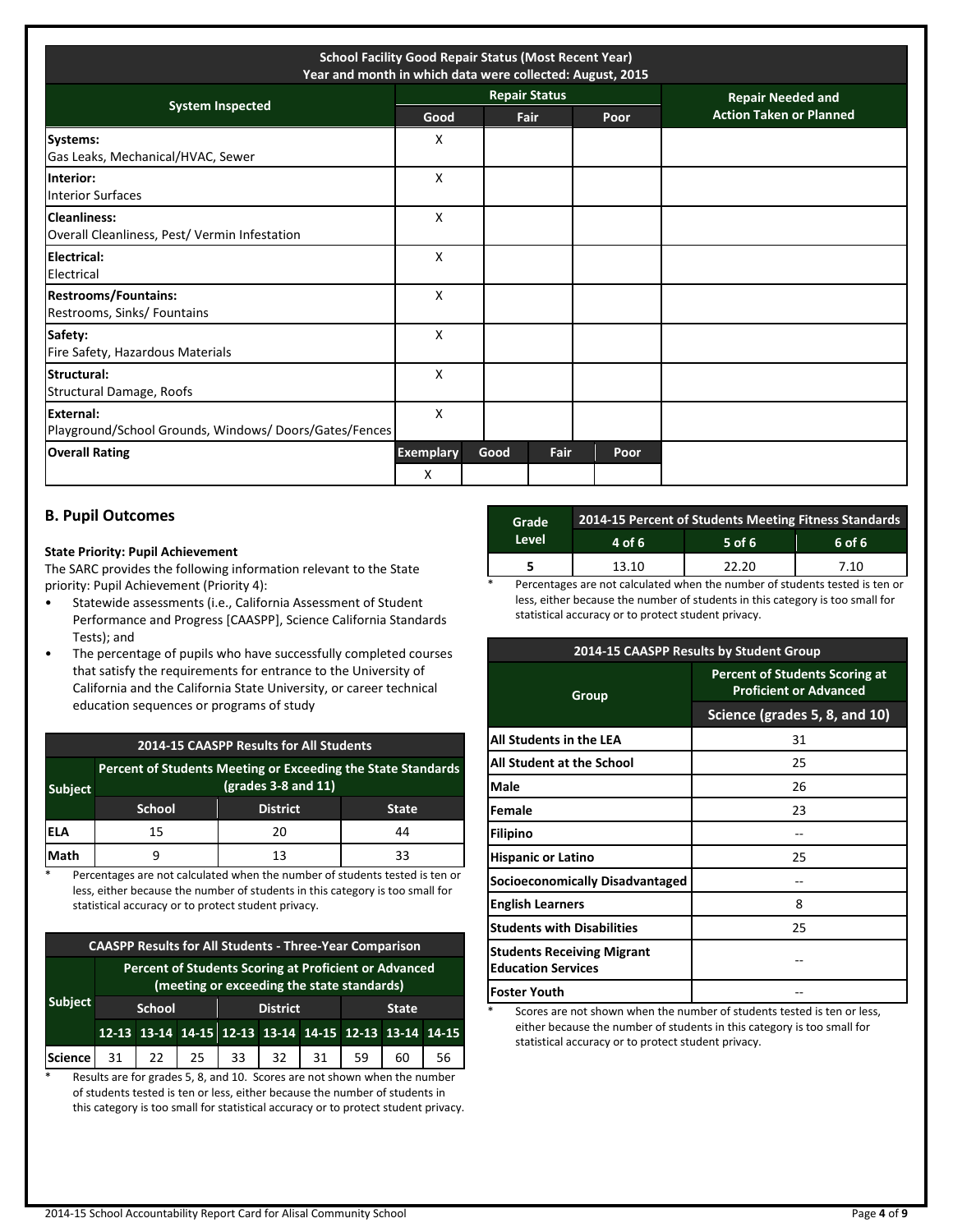| School Facility Good Repair Status (Most Recent Year) Year and month in which data were collected: August, 2015 | | | | |
|---|---|---|---|---|
| System Inspected | Repair Status | | | Repair Needed and Action Taken or Planned |
| | Good | Fair | Poor | |
| **Systems:** Gas Leaks, Mechanical/HVAC, Sewer | X | | | |
| **Interior:** Interior Surfaces | X | | | |
| **Cleanliness:** Overall Cleanliness, Pest/ Vermin Infestation | X | | | |
| **Electrical:** Electrical | X | | | |
| **Restrooms/Fountains:** Restrooms, Sinks/ Fountains | X | | | |
| **Safety:** Fire Safety, Hazardous Materials | X | | | |
| **Structural:** Structural Damage, Roofs | X | | | |
| **External:** Playground/School Grounds, Windows/ Doors/Gates/Fences | X | | | |

| Overall Rating | Exemplary | Good | Fair | Poor |
|---|---|---|---|---|
| | X | | | |

## B. Pupil Outcomes

**State Priority: Pupil Achievement**

The SARC provides the following information relevant to the State priority: Pupil Achievement (Priority 4):

- Statewide assessments (i.e., California Assessment of Student Performance and Progress [CAASPP], Science California Standards Tests); and
- The percentage of pupils who have successfully completed courses that satisfy the requirements for entrance to the University of California and the California State University, or career technical education sequences or programs of study

| 2014-15 CAASPP Results for All Students | | | |
|---|---|---|---|
| Subject | Percent of Students Meeting or Exceeding the State Standards (grades 3-8 and 11) | | |
| | School | District | State |
| ELA | 15 | 20 | 44 |
| Math | 9 | 13 | 33 |

\* Percentages are not calculated when the number of students tested is ten or less, either because the number of students in this category is too small for statistical accuracy or to protect student privacy.

| CAASPP Results for All Students - Three-Year Comparison | | | | | | | | | |
|---|---|---|---|---|---|---|---|---|---|
| Subject | Percent of Students Scoring at Proficient or Advanced (meeting or exceeding the state standards) | | | | | | | | |
| | School | | | District | | | State | | |
| | 12-13 | 13-14 | 14-15 | 12-13 | 13-14 | 14-15 | 12-13 | 13-14 | 14-15 |
| Science | 31 | 22 | 25 | 33 | 32 | 31 | 59 | 60 | 56 |

\* Results are for grades 5, 8, and 10. Scores are not shown when the number of students tested is ten or less, either because the number of students in this category is too small for statistical accuracy or to protect student privacy.

| Grade Level | 2014-15 Percent of Students Meeting Fitness Standards | | |
|---|---|---|---|
| | 4 of 6 | 5 of 6 | 6 of 6 |
| 5 | 13.10 | 22.20 | 7.10 |

\* Percentages are not calculated when the number of students tested is ten or less, either because the number of students in this category is too small for statistical accuracy or to protect student privacy.

| 2014-15 CAASPP Results by Student Group | |
|---|---|
| Group | Percent of Students Scoring at Proficient or Advanced |
| | Science (grades 5, 8, and 10) |
| All Students in the LEA | 31 |
| All Student at the School | 25 |
| Male | 26 |
| Female | 23 |
| Filipino | -- |
| Hispanic or Latino | 25 |
| Socioeconomically Disadvantaged | -- |
| English Learners | 8 |
| Students with Disabilities | 25 |
| Students Receiving Migrant Education Services | -- |
| Foster Youth | -- |

\* Scores are not shown when the number of students tested is ten or less, either because the number of students in this category is too small for statistical accuracy or to protect student privacy.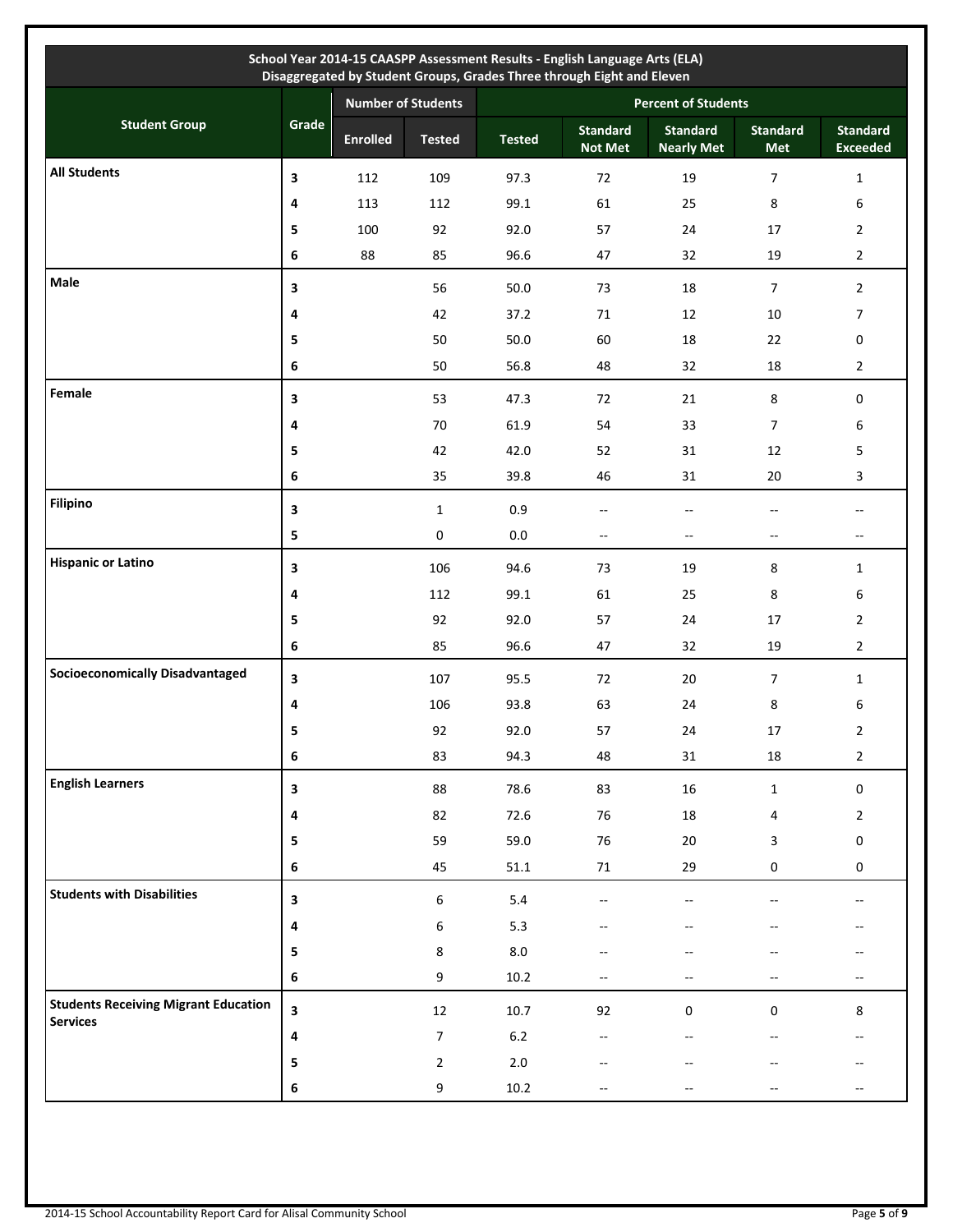| School Year 2014-15 CAASPP Assessment Results - English Language Arts (ELA) Disaggregated by Student Groups, Grades Three through Eight and Eleven | | | | | | | | |
|---|---|---|---|---|---|---|---|---|
| Student Group | Grade | Number of Students | | Percent of Students | | | | |
| | | Enrolled | Tested | Tested | Standard Not Met | Standard Nearly Met | Standard Met | Standard Exceeded |
| **All Students** | **3** | 112 | 109 | 97.3 | 72 | 19 | 7 | 1 |
| | **4** | 113 | 112 | 99.1 | 61 | 25 | 8 | 6 |
| | **5** | 100 | 92 | 92.0 | 57 | 24 | 17 | 2 |
| | **6** | 88 | 85 | 96.6 | 47 | 32 | 19 | 2 |
| **Male** | **3** | | 56 | 50.0 | 73 | 18 | 7 | 2 |
| | **4** | | 42 | 37.2 | 71 | 12 | 10 | 7 |
| | **5** | | 50 | 50.0 | 60 | 18 | 22 | 0 |
| | **6** | | 50 | 56.8 | 48 | 32 | 18 | 2 |
| **Female** | **3** | | 53 | 47.3 | 72 | 21 | 8 | 0 |
| | **4** | | 70 | 61.9 | 54 | 33 | 7 | 6 |
| | **5** | | 42 | 42.0 | 52 | 31 | 12 | 5 |
| | **6** | | 35 | 39.8 | 46 | 31 | 20 | 3 |
| **Filipino** | **3** | | 1 | 0.9 | -- | -- | -- | -- |
| | **5** | | 0 | 0.0 | -- | -- | -- | -- |
| **Hispanic or Latino** | **3** | | 106 | 94.6 | 73 | 19 | 8 | 1 |
| | **4** | | 112 | 99.1 | 61 | 25 | 8 | 6 |
| | **5** | | 92 | 92.0 | 57 | 24 | 17 | 2 |
| | **6** | | 85 | 96.6 | 47 | 32 | 19 | 2 |
| **Socioeconomically Disadvantaged** | **3** | | 107 | 95.5 | 72 | 20 | 7 | 1 |
| | **4** | | 106 | 93.8 | 63 | 24 | 8 | 6 |
| | **5** | | 92 | 92.0 | 57 | 24 | 17 | 2 |
| | **6** | | 83 | 94.3 | 48 | 31 | 18 | 2 |
| **English Learners** | **3** | | 88 | 78.6 | 83 | 16 | 1 | 0 |
| | **4** | | 82 | 72.6 | 76 | 18 | 4 | 2 |
| | **5** | | 59 | 59.0 | 76 | 20 | 3 | 0 |
| | **6** | | 45 | 51.1 | 71 | 29 | 0 | 0 |
| **Students with Disabilities** | **3** | | 6 | 5.4 | -- | -- | -- | -- |
| | **4** | | 6 | 5.3 | -- | -- | -- | -- |
| | **5** | | 8 | 8.0 | -- | -- | -- | -- |
| | **6** | | 9 | 10.2 | -- | -- | -- | -- |
| **Students Receiving Migrant Education Services** | **3** | | 12 | 10.7 | 92 | 0 | 0 | 8 |
| | **4** | | 7 | 6.2 | -- | -- | -- | -- |
| | **5** | | 2 | 2.0 | -- | -- | -- | -- |
| | **6** | | 9 | 10.2 | -- | -- | -- | -- |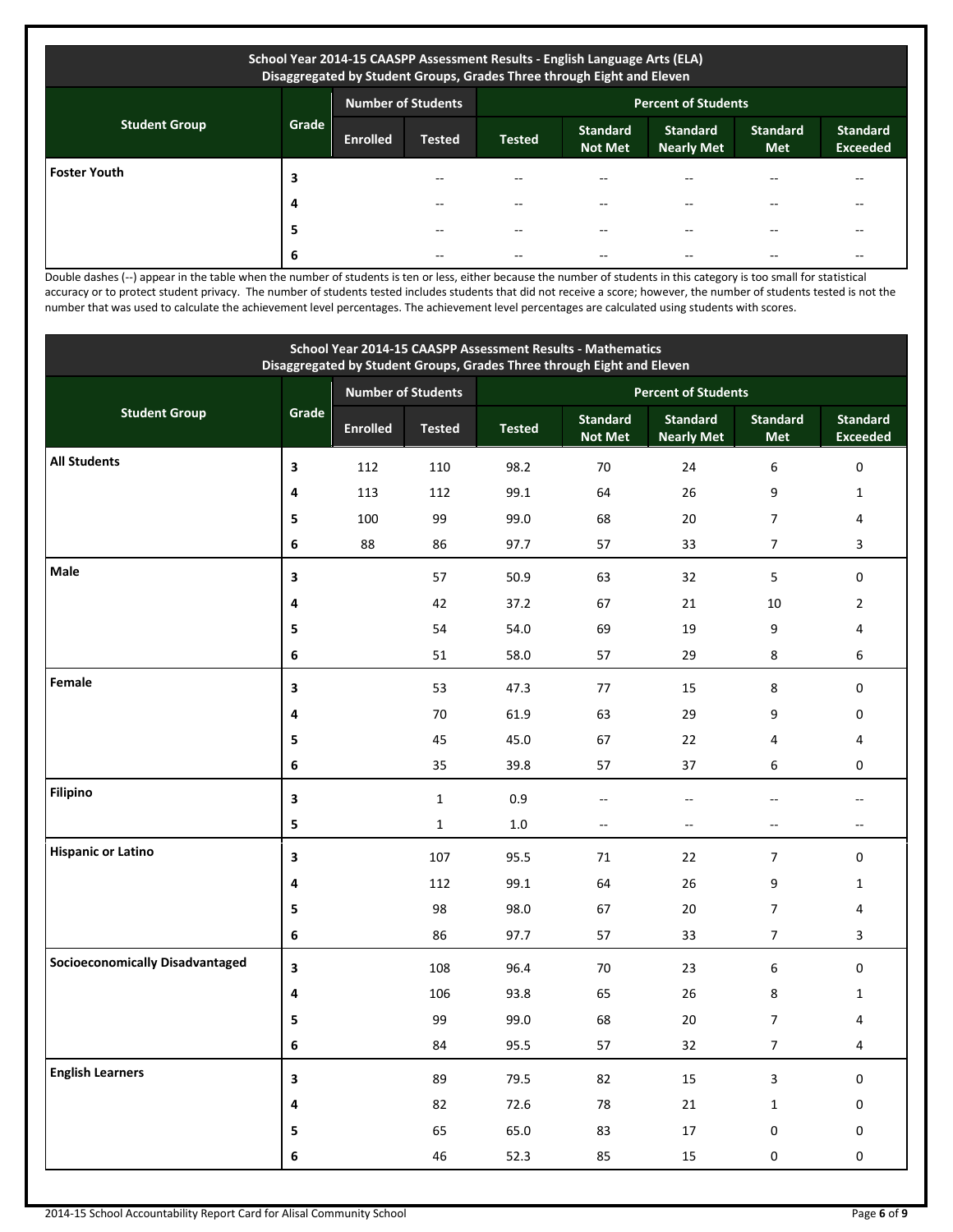**School Year 2014-15 CAASPP Assessment Results - English Language Arts (ELA)**
**Disaggregated by Student Groups, Grades Three through Eight and Eleven**

| Student Group | Grade | Number of Students | | Percent of Students | | | | |
|---|---|---|---|---|---|---|---|---|
| | | Enrolled | Tested | Tested | Standard Not Met | Standard Nearly Met | Standard Met | Standard Exceeded |
| **Foster Youth** | 3 | | -- | -- | -- | -- | -- | -- |
| | 4 | | -- | -- | -- | -- | -- | -- |
| | 5 | | -- | -- | -- | -- | -- | -- |
| | 6 | | -- | -- | -- | -- | -- | -- |

Double dashes (--) appear in the table when the number of students is ten or less, either because the number of students in this category is too small for statistical accuracy or to protect student privacy. The number of students tested includes students that did not receive a score; however, the number of students tested is not the number that was used to calculate the achievement level percentages. The achievement level percentages are calculated using students with scores.

**School Year 2014-15 CAASPP Assessment Results - Mathematics**
**Disaggregated by Student Groups, Grades Three through Eight and Eleven**

| Student Group | Grade | Number of Students | | Percent of Students | | | | |
|---|---|---|---|---|---|---|---|---|
| | | Enrolled | Tested | Tested | Standard Not Met | Standard Nearly Met | Standard Met | Standard Exceeded |
| **All Students** | 3 | 112 | 110 | 98.2 | 70 | 24 | 6 | 0 |
| | 4 | 113 | 112 | 99.1 | 64 | 26 | 9 | 1 |
| | 5 | 100 | 99 | 99.0 | 68 | 20 | 7 | 4 |
| | 6 | 88 | 86 | 97.7 | 57 | 33 | 7 | 3 |
| **Male** | 3 | | 57 | 50.9 | 63 | 32 | 5 | 0 |
| | 4 | | 42 | 37.2 | 67 | 21 | 10 | 2 |
| | 5 | | 54 | 54.0 | 69 | 19 | 9 | 4 |
| | 6 | | 51 | 58.0 | 57 | 29 | 8 | 6 |
| **Female** | 3 | | 53 | 47.3 | 77 | 15 | 8 | 0 |
| | 4 | | 70 | 61.9 | 63 | 29 | 9 | 0 |
| | 5 | | 45 | 45.0 | 67 | 22 | 4 | 4 |
| | 6 | | 35 | 39.8 | 57 | 37 | 6 | 0 |
| **Filipino** | 3 | | 1 | 0.9 | -- | -- | -- | -- |
| | 5 | | 1 | 1.0 | -- | -- | -- | -- |
| **Hispanic or Latino** | 3 | | 107 | 95.5 | 71 | 22 | 7 | 0 |
| | 4 | | 112 | 99.1 | 64 | 26 | 9 | 1 |
| | 5 | | 98 | 98.0 | 67 | 20 | 7 | 4 |
| | 6 | | 86 | 97.7 | 57 | 33 | 7 | 3 |
| **Socioeconomically Disadvantaged** | 3 | | 108 | 96.4 | 70 | 23 | 6 | 0 |
| | 4 | | 106 | 93.8 | 65 | 26 | 8 | 1 |
| | 5 | | 99 | 99.0 | 68 | 20 | 7 | 4 |
| | 6 | | 84 | 95.5 | 57 | 32 | 7 | 4 |
| **English Learners** | 3 | | 89 | 79.5 | 82 | 15 | 3 | 0 |
| | 4 | | 82 | 72.6 | 78 | 21 | 1 | 0 |
| | 5 | | 65 | 65.0 | 83 | 17 | 0 | 0 |
| | 6 | | 46 | 52.3 | 85 | 15 | 0 | 0 |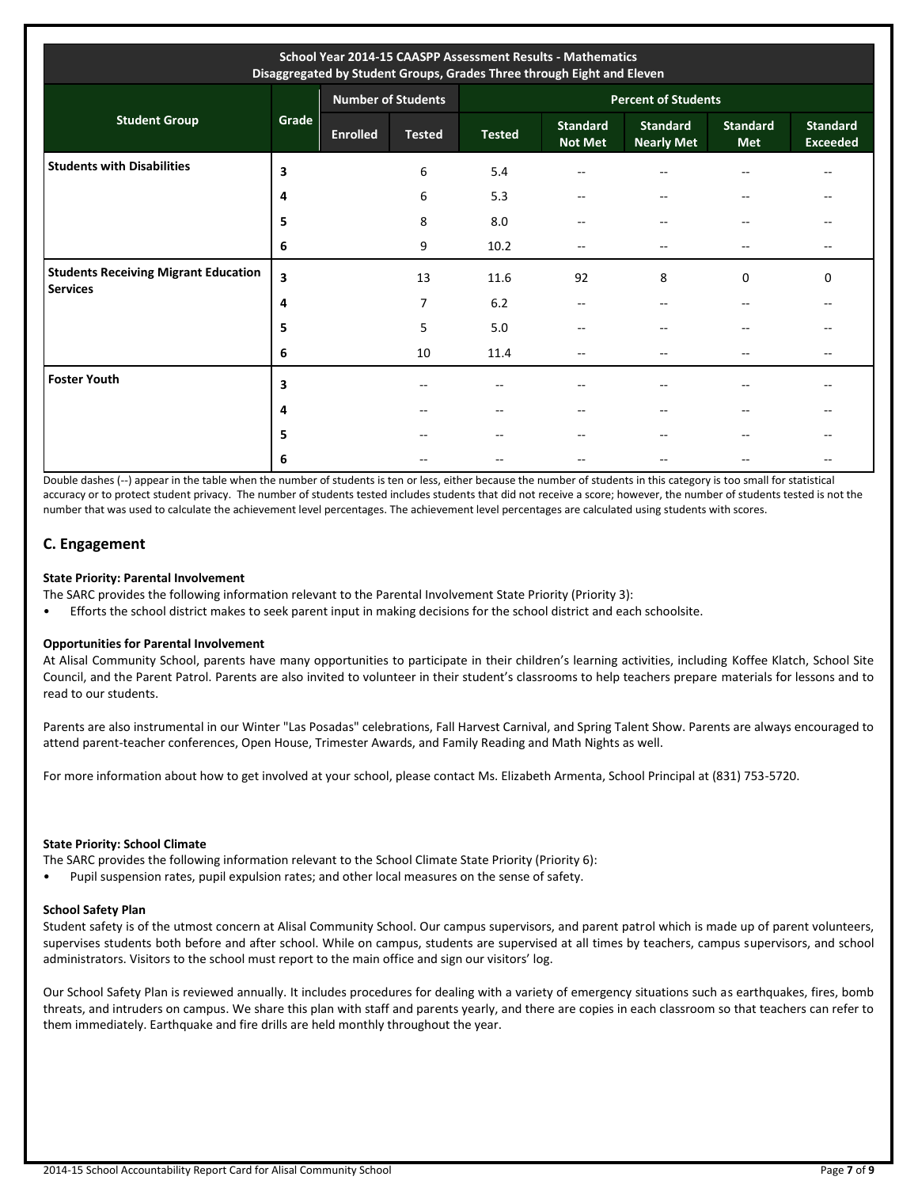| School Year 2014-15 CAASPP Assessment Results - Mathematics Disaggregated by Student Groups, Grades Three through Eight and Eleven | | | | | | | | |
|---|---|---|---|---|---|---|---|---|
| Student Group | Grade | Number of Students | | Percent of Students | | | | |
| | | Enrolled | Tested | Tested | Standard Not Met | Standard Nearly Met | Standard Met | Standard Exceeded |
| **Students with Disabilities** | 3 | | 6 | 5.4 | -- | -- | -- | -- |
| | 4 | | 6 | 5.3 | -- | -- | -- | -- |
| | 5 | | 8 | 8.0 | -- | -- | -- | -- |
| | 6 | | 9 | 10.2 | -- | -- | -- | -- |
| **Students Receiving Migrant Education Services** | 3 | | 13 | 11.6 | 92 | 8 | 0 | 0 |
| | 4 | | 7 | 6.2 | -- | -- | -- | -- |
| | 5 | | 5 | 5.0 | -- | -- | -- | -- |
| | 6 | | 10 | 11.4 | -- | -- | -- | -- |
| **Foster Youth** | 3 | | -- | -- | -- | -- | -- | -- |
| | 4 | | -- | -- | -- | -- | -- | -- |
| | 5 | | -- | -- | -- | -- | -- | -- |
| | 6 | | -- | -- | -- | -- | -- | -- |

Double dashes (--) appear in the table when the number of students is ten or less, either because the number of students in this category is too small for statistical accuracy or to protect student privacy. The number of students tested includes students that did not receive a score; however, the number of students tested is not the number that was used to calculate the achievement level percentages. The achievement level percentages are calculated using students with scores.

## C. Engagement

**State Priority: Parental Involvement**

The SARC provides the following information relevant to the Parental Involvement State Priority (Priority 3):

- Efforts the school district makes to seek parent input in making decisions for the school district and each schoolsite.

**Opportunities for Parental Involvement**

At Alisal Community School, parents have many opportunities to participate in their children's learning activities, including Koffee Klatch, School Site Council, and the Parent Patrol. Parents are also invited to volunteer in their student's classrooms to help teachers prepare materials for lessons and to read to our students.

Parents are also instrumental in our Winter "Las Posadas" celebrations, Fall Harvest Carnival, and Spring Talent Show. Parents are always encouraged to attend parent-teacher conferences, Open House, Trimester Awards, and Family Reading and Math Nights as well.

For more information about how to get involved at your school, please contact Ms. Elizabeth Armenta, School Principal at (831) 753-5720.

**State Priority: School Climate**

The SARC provides the following information relevant to the School Climate State Priority (Priority 6):

- Pupil suspension rates, pupil expulsion rates; and other local measures on the sense of safety.

**School Safety Plan**

Student safety is of the utmost concern at Alisal Community School. Our campus supervisors, and parent patrol which is made up of parent volunteers, supervises students both before and after school. While on campus, students are supervised at all times by teachers, campus supervisors, and school administrators. Visitors to the school must report to the main office and sign our visitors' log.

Our School Safety Plan is reviewed annually. It includes procedures for dealing with a variety of emergency situations such as earthquakes, fires, bomb threats, and intruders on campus. We share this plan with staff and parents yearly, and there are copies in each classroom so that teachers can refer to them immediately. Earthquake and fire drills are held monthly throughout the year.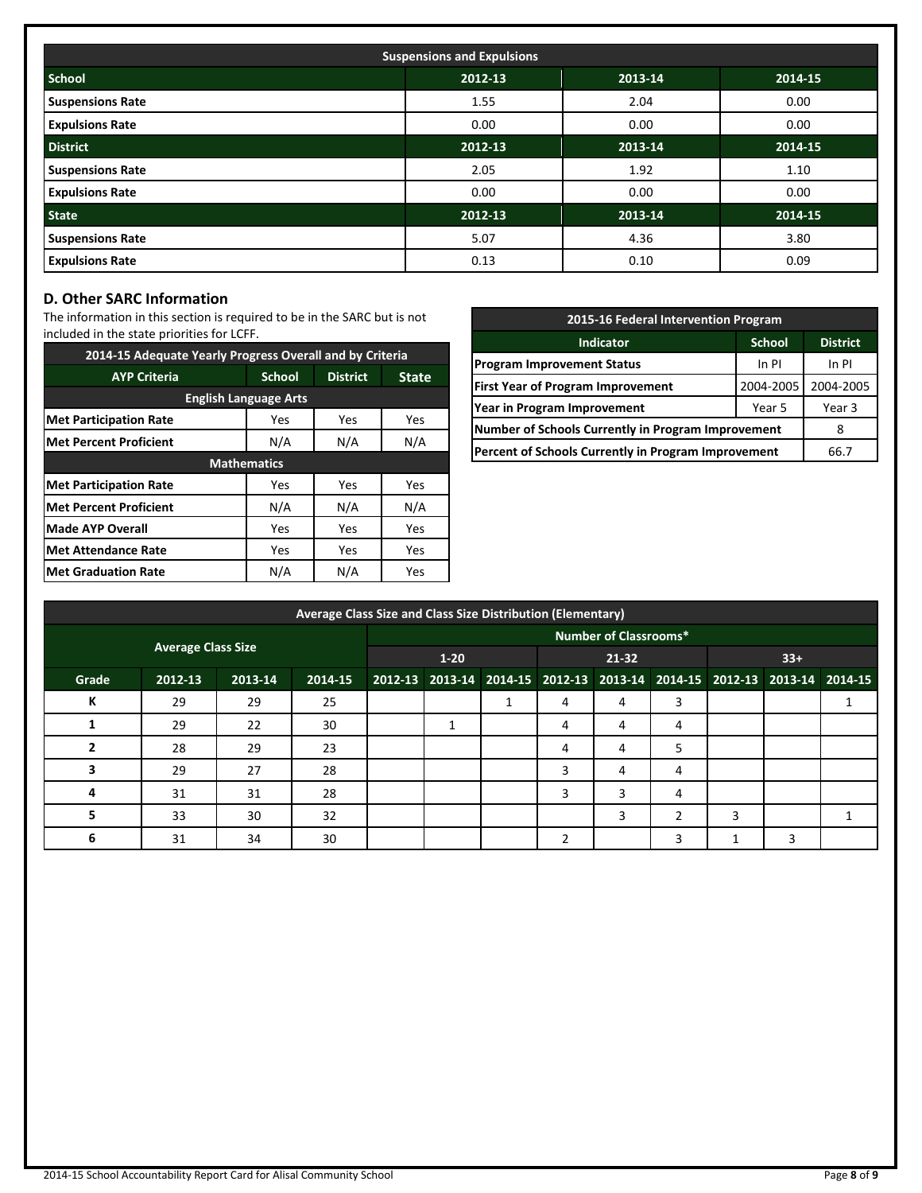| Suspensions and Expulsions | | | |
|---|---|---|---|
| **School** | **2012-13** | **2013-14** | **2014-15** |
| **Suspensions Rate** | 1.55 | 2.04 | 0.00 |
| **Expulsions Rate** | 0.00 | 0.00 | 0.00 |
| **District** | **2012-13** | **2013-14** | **2014-15** |
| **Suspensions Rate** | 2.05 | 1.92 | 1.10 |
| **Expulsions Rate** | 0.00 | 0.00 | 0.00 |
| **State** | **2012-13** | **2013-14** | **2014-15** |
| **Suspensions Rate** | 5.07 | 4.36 | 3.80 |
| **Expulsions Rate** | 0.13 | 0.10 | 0.09 |

## D. Other SARC Information

The information in this section is required to be in the SARC but is not included in the state priorities for LCFF.

| 2014-15 Adequate Yearly Progress Overall and by Criteria | | | |
|---|---|---|---|
| **AYP Criteria** | **School** | **District** | **State** |
| **English Language Arts** | | | |
| **Met Participation Rate** | Yes | Yes | Yes |
| **Met Percent Proficient** | N/A | N/A | N/A |
| **Mathematics** | | | |
| **Met Participation Rate** | Yes | Yes | Yes |
| **Met Percent Proficient** | N/A | N/A | N/A |
| **Made AYP Overall** | Yes | Yes | Yes |
| **Met Attendance Rate** | Yes | Yes | Yes |
| **Met Graduation Rate** | N/A | N/A | Yes |

| 2015-16 Federal Intervention Program | | |
|---|---|---|
| **Indicator** | **School** | **District** |
| **Program Improvement Status** | In PI | In PI |
| **First Year of Program Improvement** | 2004-2005 | 2004-2005 |
| **Year in Program Improvement** | Year 5 | Year 3 |
| **Number of Schools Currently in Program Improvement** | | 8 |
| **Percent of Schools Currently in Program Improvement** | | 66.7 |

| Average Class Size and Class Size Distribution (Elementary) | | | | | | | | | | | | |
|---|---|---|---|---|---|---|---|---|---|---|---|---|
| **Average Class Size** | | | | **Number of Classrooms*** | | | | | | | | |
| | | | | **1-20** | | | **21-32** | | | **33+** | | |
| **Grade** | **2012-13** | **2013-14** | **2014-15** | **2012-13** | **2013-14** | **2014-15** | **2012-13** | **2013-14** | **2014-15** | **2012-13** | **2013-14** | **2014-15** |
| **K** | 29 | 29 | 25 | | | 1 | 4 | 4 | 3 | | | 1 |
| **1** | 29 | 22 | 30 | | 1 | | 4 | 4 | 4 | | | |
| **2** | 28 | 29 | 23 | | | | 4 | 4 | 5 | | | |
| **3** | 29 | 27 | 28 | | | | 3 | 4 | 4 | | | |
| **4** | 31 | 31 | 28 | | | | 3 | 3 | 4 | | | |
| **5** | 33 | 30 | 32 | | | | | 3 | 2 | 3 | | 1 |
| **6** | 31 | 34 | 30 | | | | 2 | | 3 | 1 | 3 | |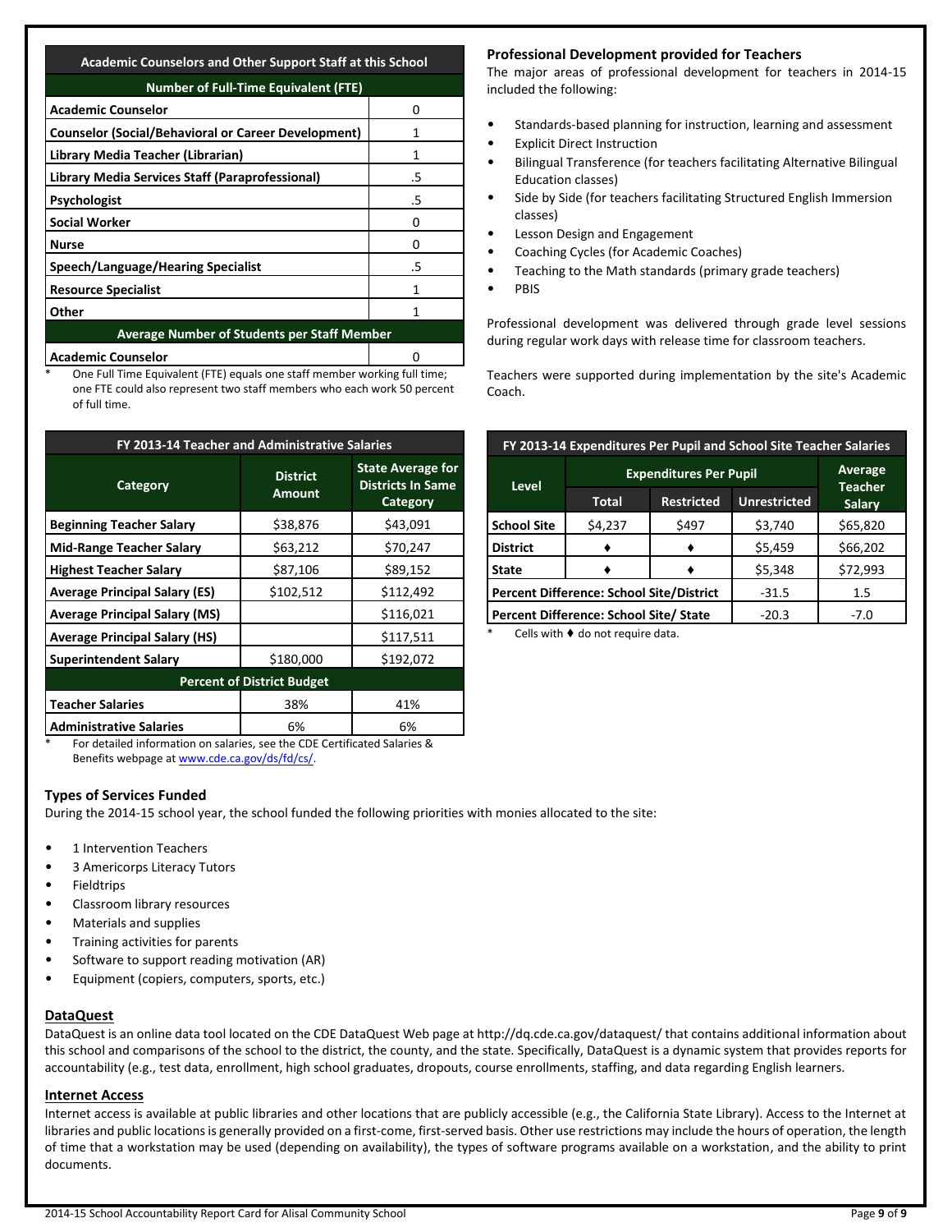| Academic Counselors and Other Support Staff at this School | |
|---|---|
| **Number of Full-Time Equivalent (FTE)** | |
| **Academic Counselor** | 0 |
| **Counselor (Social/Behavioral or Career Development)** | 1 |
| **Library Media Teacher (Librarian)** | 1 |
| **Library Media Services Staff (Paraprofessional)** | .5 |
| **Psychologist** | .5 |
| **Social Worker** | 0 |
| **Nurse** | 0 |
| **Speech/Language/Hearing Specialist** | .5 |
| **Resource Specialist** | 1 |
| **Other** | 1 |
| **Average Number of Students per Staff Member** | |
| **Academic Counselor** | 0 |

\* One Full Time Equivalent (FTE) equals one staff member working full time; one FTE could also represent two staff members who each work 50 percent of full time.

| FY 2013-14 Teacher and Administrative Salaries | | |
|---|---|---|
| **Category** | **District Amount** | **State Average for Districts In Same Category** |
| **Beginning Teacher Salary** | $38,876 | $43,091 |
| **Mid-Range Teacher Salary** | $63,212 | $70,247 |
| **Highest Teacher Salary** | $87,106 | $89,152 |
| **Average Principal Salary (ES)** | $102,512 | $112,492 |
| **Average Principal Salary (MS)** | | $116,021 |
| **Average Principal Salary (HS)** | | $117,511 |
| **Superintendent Salary** | $180,000 | $192,072 |
| **Percent of District Budget** | | |
| **Teacher Salaries** | 38% | 41% |
| **Administrative Salaries** | 6% | 6% |

\* For detailed information on salaries, see the CDE Certificated Salaries & Benefits webpage at www.cde.ca.gov/ds/fd/cs/.

## Professional Development provided for Teachers

The major areas of professional development for teachers in 2014-15 included the following:

- Standards-based planning for instruction, learning and assessment
- Explicit Direct Instruction
- Bilingual Transference (for teachers facilitating Alternative Bilingual Education classes)
- Side by Side (for teachers facilitating Structured English Immersion classes)
- Lesson Design and Engagement
- Coaching Cycles (for Academic Coaches)
- Teaching to the Math standards (primary grade teachers)
- PBIS

Professional development was delivered through grade level sessions during regular work days with release time for classroom teachers.

Teachers were supported during implementation by the site's Academic Coach.

| FY 2013-14 Expenditures Per Pupil and School Site Teacher Salaries | | | | |
|---|---|---|---|---|
| **Level** | **Expenditures Per Pupil** | | | **Average Teacher Salary** |
| | **Total** | **Restricted** | **Unrestricted** | |
| **School Site** | $4,237 | $497 | $3,740 | $65,820 |
| **District** | ♦ | ♦ | $5,459 | $66,202 |
| **State** | ♦ | ♦ | $5,348 | $72,993 |
| **Percent Difference: School Site/District** | | | -31.5 | 1.5 |
| **Percent Difference: School Site/ State** | | | -20.3 | -7.0 |

\* Cells with ♦ do not require data.

## Types of Services Funded

During the 2014-15 school year, the school funded the following priorities with monies allocated to the site:

- 1 Intervention Teachers
- 3 Americorps Literacy Tutors
- Fieldtrips
- Classroom library resources
- Materials and supplies
- Training activities for parents
- Software to support reading motivation (AR)
- Equipment (copiers, computers, sports, etc.)

## DataQuest

DataQuest is an online data tool located on the CDE DataQuest Web page at http://dq.cde.ca.gov/dataquest/ that contains additional information about this school and comparisons of the school to the district, the county, and the state. Specifically, DataQuest is a dynamic system that provides reports for accountability (e.g., test data, enrollment, high school graduates, dropouts, course enrollments, staffing, and data regarding English learners.

## Internet Access

Internet access is available at public libraries and other locations that are publicly accessible (e.g., the California State Library). Access to the Internet at libraries and public locations is generally provided on a first-come, first-served basis. Other use restrictions may include the hours of operation, the length of time that a workstation may be used (depending on availability), the types of software programs available on a workstation, and the ability to print documents.